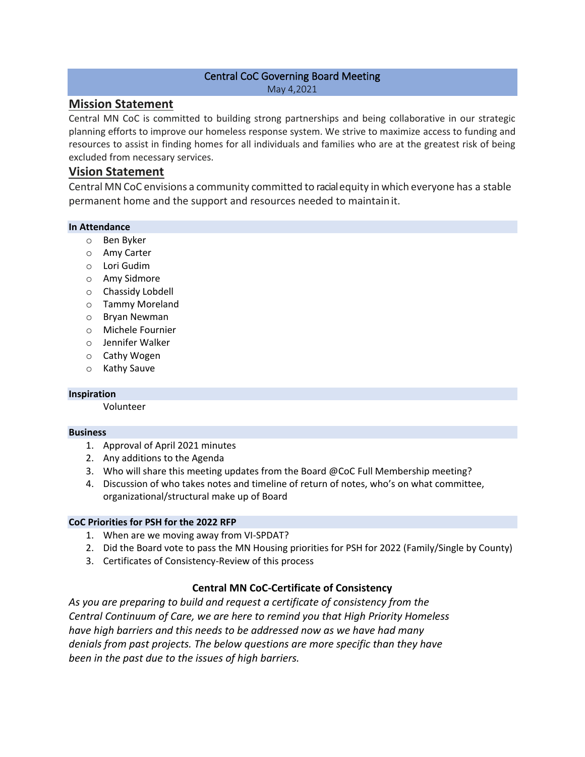# Central CoC Governing Board Meeting

May 4,2021

## Mission Statement

Central MN CoC is committed to building strong partnerships and being collaborative in our strategic planning efforts to improve our homeless response system. We strive to maximize access to funding and resources to assist in finding homes for all individuals and families who are at the greatest risk of being excluded from necessary services.

## Vision Statement

Central MN CoC envisions a community committed to racial equity in which everyone has a stable permanent home and the support and resources needed to maintain it.

### In Attendance

- Ben Byker
- Amy Carter
- Lori Gudim
- Amy Sidmore
- Chassidy Lobdell
- Tammy Moreland
- Bryan Newman
- Michele Fournier
- Jennifer Walker
- Cathy Wogen
- Kathy Sauve

### Inspiration

Volunteer

### Business

1. Approval of April 2021 minutes
2. Any additions to the Agenda
3. Who will share this meeting updates from the Board @CoC Full Membership meeting?
4. Discussion of who takes notes and timeline of return of notes, who's on what committee, organizational/structural make up of Board

### CoC Priorities for PSH for the 2022 RFP

1. When are we moving away from VI-SPDAT?
2. Did the Board vote to pass the MN Housing priorities for PSH for 2022 (Family/Single by County)
3. Certificates of Consistency-Review of this process

**Central MN CoC-Certificate of Consistency**

*As you are preparing to build and request a certificate of consistency from the Central Continuum of Care, we are here to remind you that High Priority Homeless have high barriers and this needs to be addressed now as we have had many denials from past projects. The below questions are more specific than they have been in the past due to the issues of high barriers.*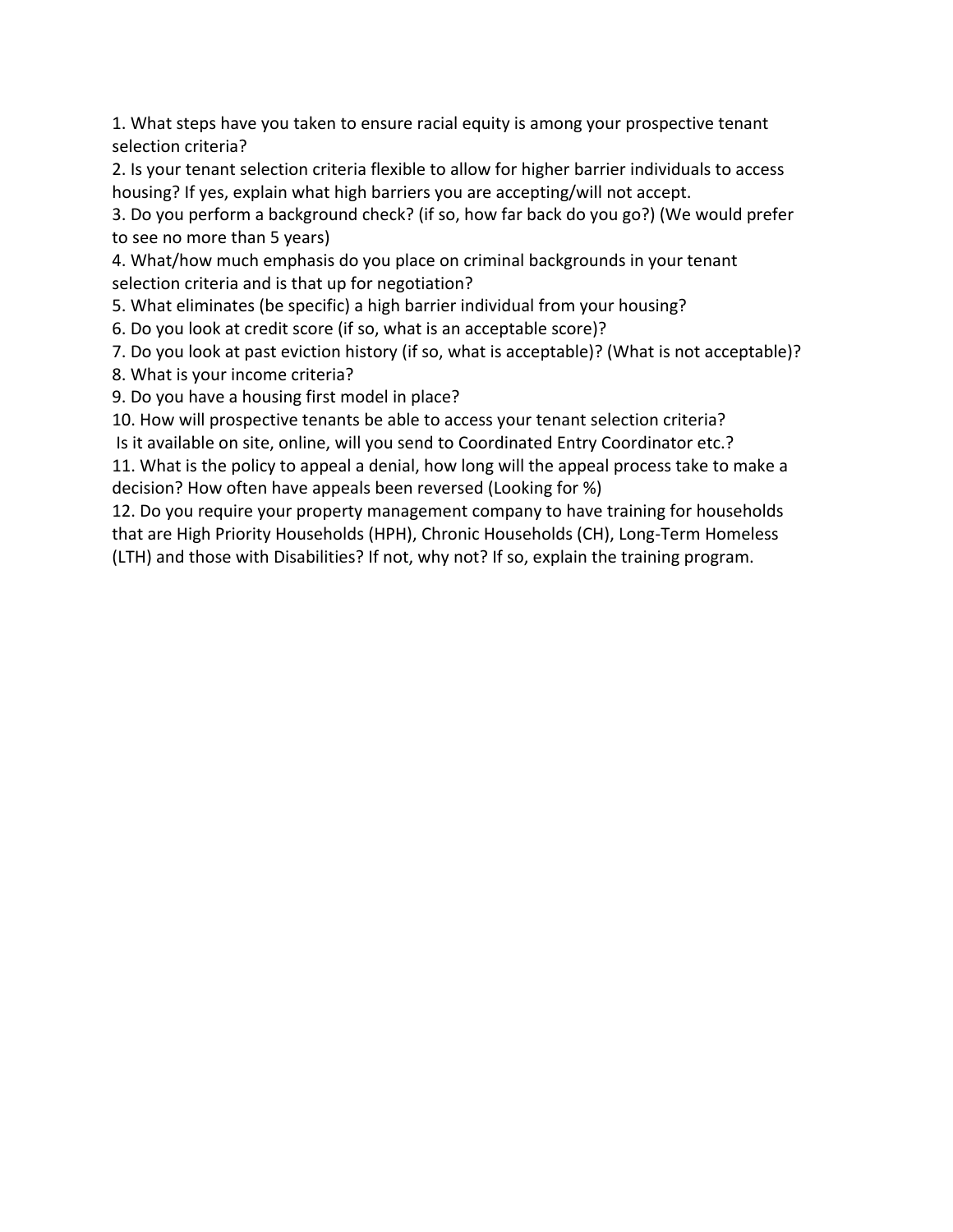1. What steps have you taken to ensure racial equity is among your prospective tenant selection criteria?
2. Is your tenant selection criteria flexible to allow for higher barrier individuals to access housing? If yes, explain what high barriers you are accepting/will not accept.
3. Do you perform a background check? (if so, how far back do you go?) (We would prefer to see no more than 5 years)
4. What/how much emphasis do you place on criminal backgrounds in your tenant selection criteria and is that up for negotiation?
5. What eliminates (be specific) a high barrier individual from your housing?
6. Do you look at credit score (if so, what is an acceptable score)?
7. Do you look at past eviction history (if so, what is acceptable)? (What is not acceptable)?
8. What is your income criteria?
9. Do you have a housing first model in place?
10. How will prospective tenants be able to access your tenant selection criteria? Is it available on site, online, will you send to Coordinated Entry Coordinator etc.?
11. What is the policy to appeal a denial, how long will the appeal process take to make a decision? How often have appeals been reversed (Looking for %)
12. Do you require your property management company to have training for households that are High Priority Households (HPH), Chronic Households (CH), Long-Term Homeless (LTH) and those with Disabilities? If not, why not? If so, explain the training program.